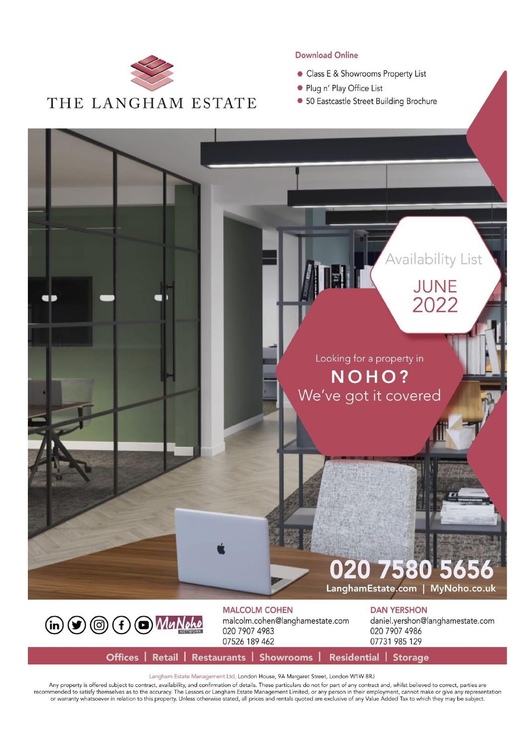# THE LANGHAM ESTATE

**Download Online**

- Class E & Showrooms Property List
- Plug n' Play Office List
- 50 Eastcastle Street Building Brochure

## Availability List

## JUNE 2022

Looking for a property in

## NOHO?

We've got it covered

**020 7580 5656**

LanghamEstate.com | MyNoho.co.uk

MyNoho NETWORK

**MALCOLM COHEN**
malcolm.cohen@langhamestate.com
020 7907 4983
07526 189 462

**DAN YERSHON**
daniel.yershon@langhamestate.com
020 7907 4986
07731 985 129

**Offices | Retail | Restaurants | Showrooms | Residential | Storage**

Langham Estate Management Ltd, London House, 9A Margaret Street, London W1W 8RJ

Any property is offered subject to contract, availability, and confirmation of details. These particulars do not for part of any contract and, whilst believed to correct, parties are recommended to satisfy themselves as to the accuracy. The Lessors or Langham Estate Management Limited, or any person in their employment, cannot make or give any representation or warranty whatsoever in relation to this property. Unless otherwise stated, all prices and rentals quoted are exclusive of any Value Added Tax to which they may be subject.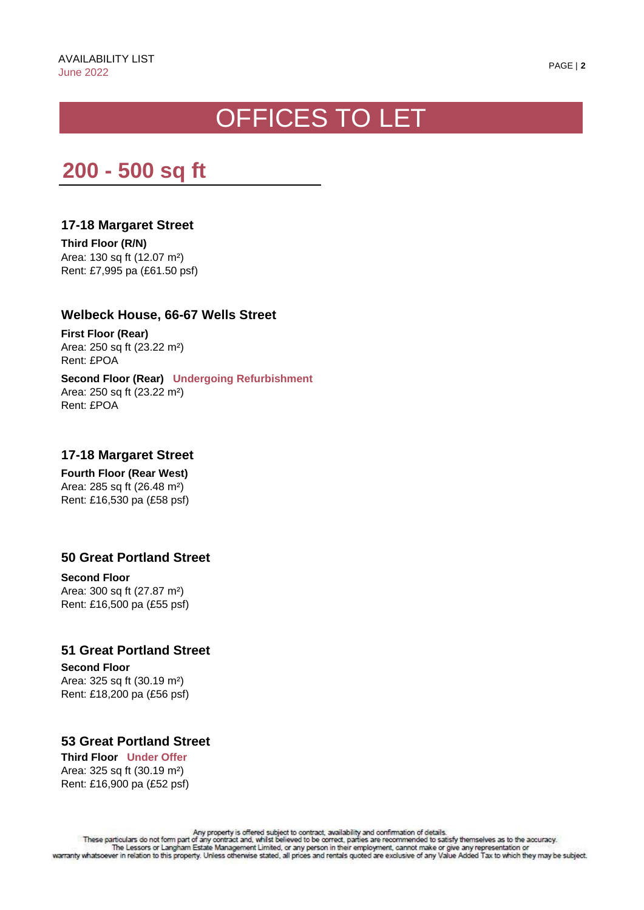# OFFICES TO LET

## 200 - 500 sq ft

### 17-18 Margaret Street

**Third Floor (R/N)**
Area: 130 sq ft (12.07 m²)
Rent: £7,995 pa (£61.50 psf)

### Welbeck House, 66-67 Wells Street

**First Floor (Rear)**
Area: 250 sq ft (23.22 m²)
Rent: £POA

**Second Floor (Rear)** **Undergoing Refurbishment**
Area: 250 sq ft (23.22 m²)
Rent: £POA

### 17-18 Margaret Street

**Fourth Floor (Rear West)**
Area: 285 sq ft (26.48 m²)
Rent: £16,530 pa (£58 psf)

### 50 Great Portland Street

**Second Floor**
Area: 300 sq ft (27.87 m²)
Rent: £16,500 pa (£55 psf)

### 51 Great Portland Street

**Second Floor**
Area: 325 sq ft (30.19 m²)
Rent: £18,200 pa (£56 psf)

### 53 Great Portland Street

**Third Floor** **Under Offer**
Area: 325 sq ft (30.19 m²)
Rent: £16,900 pa (£52 psf)

Any property is offered subject to contract, availability and confirmation of details.
These particulars do not form part of any contract and, whilst believed to be correct, parties are recommended to satisfy themselves as to the accuracy.
The Lessors or Langham Estate Management Limited, or any person in their employment, cannot make or give any representation or warranty whatsoever in relation to this property. Unless otherwise stated, all prices and rentals quoted are exclusive of any Value Added Tax to which they may be subject.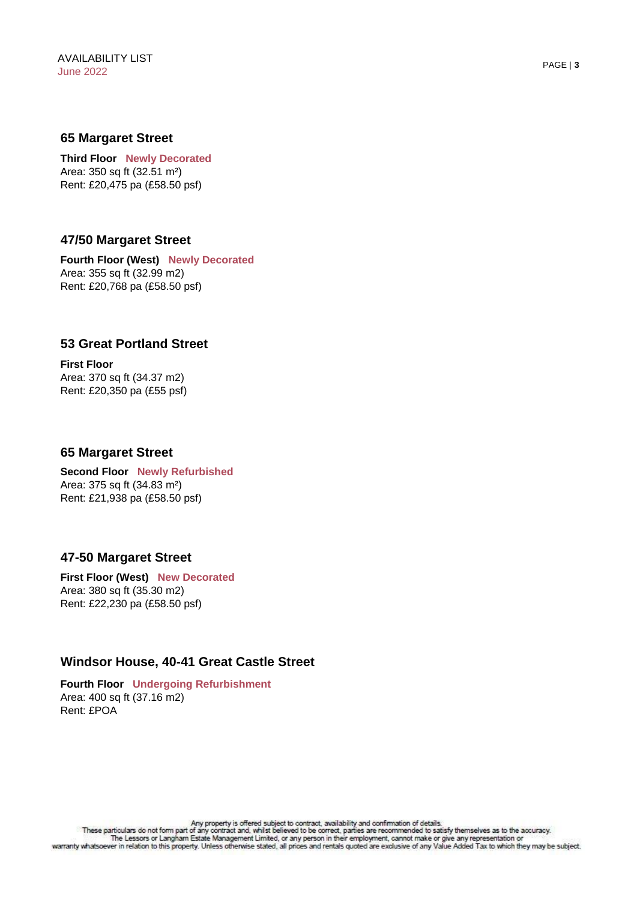## 65 Margaret Street

**Third Floor** **Newly Decorated**
Area: 350 sq ft (32.51 $m^2$)
Rent: £20,475 pa (£58.50 psf)

## 47/50 Margaret Street

**Fourth Floor (West)** **Newly Decorated**
Area: 355 sq ft (32.99 m2)
Rent: £20,768 pa (£58.50 psf)

## 53 Great Portland Street

**First Floor**
Area: 370 sq ft (34.37 m2)
Rent: £20,350 pa (£55 psf)

## 65 Margaret Street

**Second Floor** **Newly Refurbished**
Area: 375 sq ft (34.83 $m^2$)
Rent: £21,938 pa (£58.50 psf)

## 47-50 Margaret Street

**First Floor (West)** **New Decorated**
Area: 380 sq ft (35.30 m2)
Rent: £22,230 pa (£58.50 psf)

## Windsor House, 40-41 Great Castle Street

**Fourth Floor** **Undergoing Refurbishment**
Area: 400 sq ft (37.16 m2)
Rent: £POA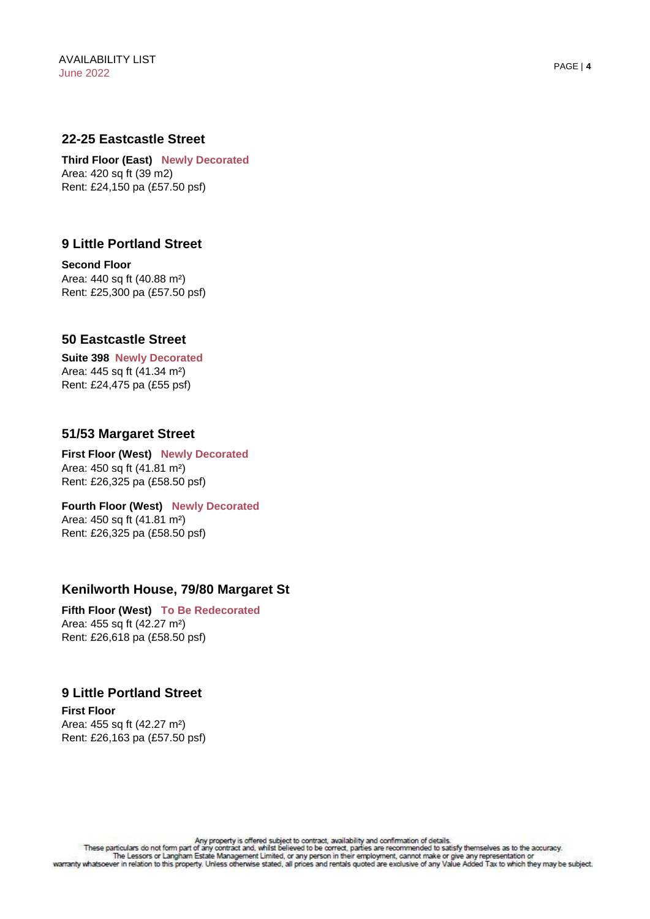## 22-25 Eastcastle Street

**Third Floor (East)** **Newly Decorated**
Area: 420 sq ft (39 m2)
Rent: £24,150 pa (£57.50 psf)

## 9 Little Portland Street

**Second Floor**
Area: 440 sq ft (40.88 m²)
Rent: £25,300 pa (£57.50 psf)

## 50 Eastcastle Street

**Suite 398** **Newly Decorated**
Area: 445 sq ft (41.34 m²)
Rent: £24,475 pa (£55 psf)

## 51/53 Margaret Street

**First Floor (West)** **Newly Decorated**
Area: 450 sq ft (41.81 m²)
Rent: £26,325 pa (£58.50 psf)

**Fourth Floor (West)** **Newly Decorated**
Area: 450 sq ft (41.81 m²)
Rent: £26,325 pa (£58.50 psf)

## Kenilworth House, 79/80 Margaret St

**Fifth Floor (West)** **To Be Redecorated**
Area: 455 sq ft (42.27 m²)
Rent: £26,618 pa (£58.50 psf)

## 9 Little Portland Street

**First Floor**
Area: 455 sq ft (42.27 m²)
Rent: £26,163 pa (£57.50 psf)

Any property is offered subject to contract, availability and confirmation of details.
These particulars do not form part of any contract and, whilst believed to be correct, parties are recommended to satisfy themselves as to the accuracy.
The Lessors or Langham Estate Management Limited, or any person in their employment, cannot make or give any representation or
warranty whatsoever in relation to this property. Unless otherwise stated, all prices and rentals quoted are exclusive of any Value Added Tax to which they may be subject.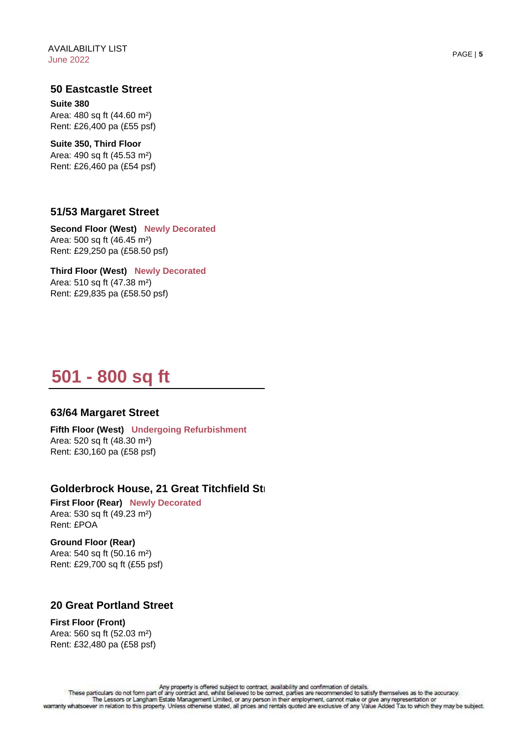## 50 Eastcastle Street

**Suite 380**
Area: 480 sq ft (44.60 m²)
Rent: £26,400 pa (£55 psf)

**Suite 350, Third Floor**
Area: 490 sq ft (45.53 m²)
Rent: £26,460 pa (£54 psf)

## 51/53 Margaret Street

**Second Floor (West)** **Newly Decorated**
Area: 500 sq ft (46.45 m²)
Rent: £29,250 pa (£58.50 psf)

**Third Floor (West)** **Newly Decorated**
Area: 510 sq ft (47.38 m²)
Rent: £29,835 pa (£58.50 psf)

# 501 - 800 sq ft

## 63/64 Margaret Street

**Fifth Floor (West)** **Undergoing Refurbishment**
Area: 520 sq ft (48.30 m²)
Rent: £30,160 pa (£58 psf)

## Golderbrock House, 21 Great Titchfield St

**First Floor (Rear)** **Newly Decorated**
Area: 530 sq ft (49.23 m²)
Rent: £POA

**Ground Floor (Rear)**
Area: 540 sq ft (50.16 m²)
Rent: £29,700 sq ft (£55 psf)

## 20 Great Portland Street

**First Floor (Front)**
Area: 560 sq ft (52.03 m²)
Rent: £32,480 pa (£58 psf)

Any property is offered subject to contract, availability and confirmation of details.
These particulars do not form part of any contract and, whilst believed to be correct, parties are recommended to satisfy themselves as to the accuracy.
The Lessors or Langham Estate Management Limited, or any person in their employment, cannot make or give any representation or warranty whatsoever in relation to this property. Unless otherwise stated, all prices and rentals quoted are exclusive of any Value Added Tax to which they may be subject.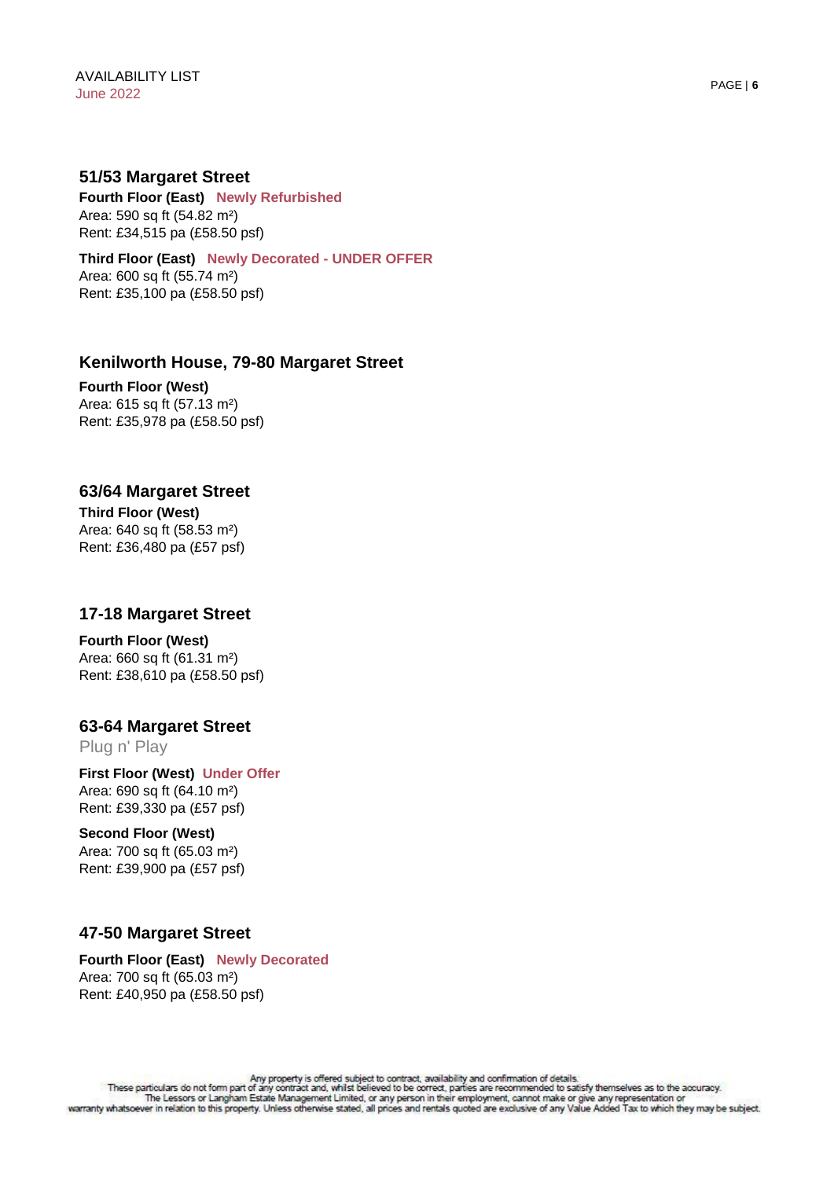## 51/53 Margaret Street

**Fourth Floor (East)** **Newly Refurbished**
Area: 590 sq ft (54.82 m²)
Rent: £34,515 pa (£58.50 psf)

**Third Floor (East)** **Newly Decorated - UNDER OFFER**
Area: 600 sq ft (55.74 m²)
Rent: £35,100 pa (£58.50 psf)

## Kenilworth House, 79-80 Margaret Street

**Fourth Floor (West)**
Area: 615 sq ft (57.13 m²)
Rent: £35,978 pa (£58.50 psf)

## 63/64 Margaret Street

**Third Floor (West)**
Area: 640 sq ft (58.53 m²)
Rent: £36,480 pa (£57 psf)

## 17-18 Margaret Street

**Fourth Floor (West)**
Area: 660 sq ft (61.31 m²)
Rent: £38,610 pa (£58.50 psf)

## 63-64 Margaret Street

Plug n' Play

**First Floor (West)** **Under Offer**
Area: 690 sq ft (64.10 m²)
Rent: £39,330 pa (£57 psf)

**Second Floor (West)**
Area: 700 sq ft (65.03 m²)
Rent: £39,900 pa (£57 psf)

## 47-50 Margaret Street

**Fourth Floor (East)** **Newly Decorated**
Area: 700 sq ft (65.03 m²)
Rent: £40,950 pa (£58.50 psf)

Any property is offered subject to contract, availability and confirmation of details.
These particulars do not form part of any contract and, whilst believed to be correct, parties are recommended to satisfy themselves as to the accuracy.
The Lessors or Langham Estate Management Limited, or any person in their employment, cannot make or give any representation or warranty whatsoever in relation to this property. Unless otherwise stated, all prices and rentals quoted are exclusive of any Value Added Tax to which they may be subject.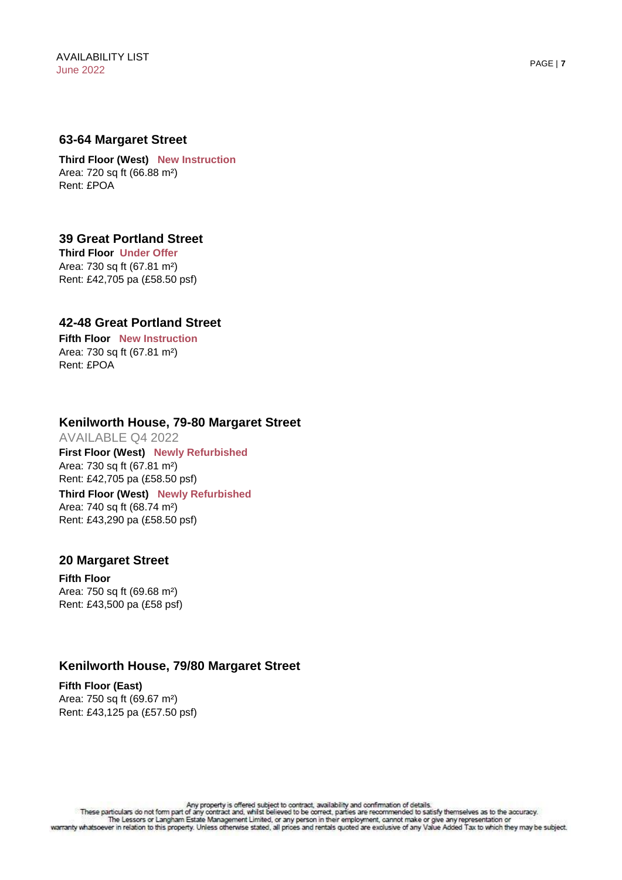## 63-64 Margaret Street

**Third Floor (West)** **New Instruction**
Area: 720 sq ft (66.88 m²)
Rent: £POA

## 39 Great Portland Street

**Third Floor** **Under Offer**
Area: 730 sq ft (67.81 m²)
Rent: £42,705 pa (£58.50 psf)

## 42-48 Great Portland Street

**Fifth Floor** **New Instruction**
Area: 730 sq ft (67.81 m²)
Rent: £POA

## Kenilworth House, 79-80 Margaret Street

AVAILABLE Q4 2022

**First Floor (West)** **Newly Refurbished**
Area: 730 sq ft (67.81 m²)
Rent: £42,705 pa (£58.50 psf)

**Third Floor (West)** **Newly Refurbished**
Area: 740 sq ft (68.74 m²)
Rent: £43,290 pa (£58.50 psf)

## 20 Margaret Street

**Fifth Floor**
Area: 750 sq ft (69.68 m²)
Rent: £43,500 pa (£58 psf)

## Kenilworth House, 79/80 Margaret Street

**Fifth Floor (East)**
Area: 750 sq ft (69.67 m²)
Rent: £43,125 pa (£57.50 psf)

Any property is offered subject to contract, availability and confirmation of details.
These particulars do not form part of any contract and, whilst believed to be correct, parties are recommended to satisfy themselves as to the accuracy.
The Lessors or Langham Estate Management Limited, or any person in their employment, cannot make or give any representation or
warranty whatsoever in relation to this property. Unless otherwise stated, all prices and rentals quoted are exclusive of any Value Added Tax to which they may be subject.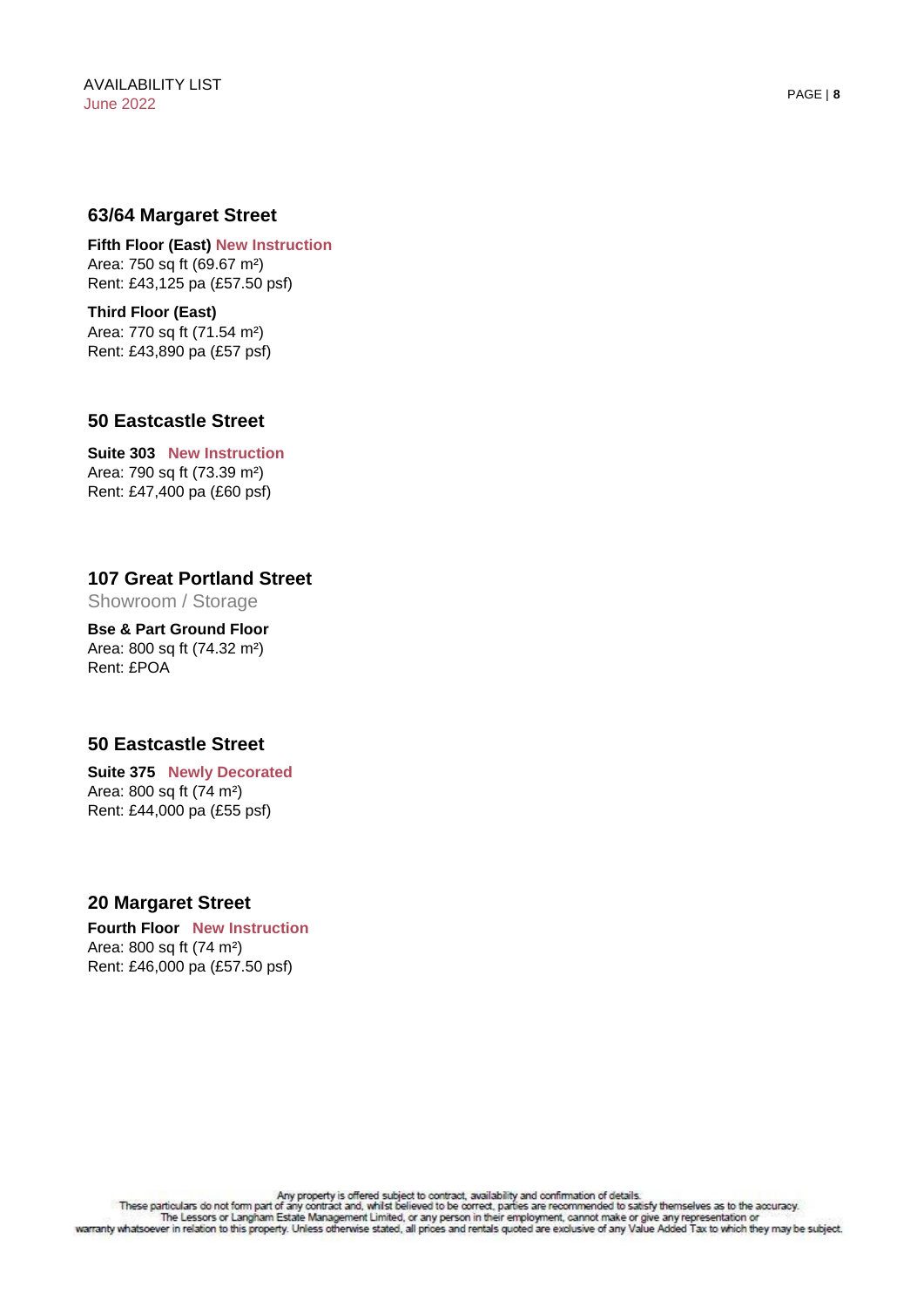## 63/64 Margaret Street

**Fifth Floor (East)** **New Instruction**
Area: 750 sq ft (69.67 m²)
Rent: £43,125 pa (£57.50 psf)

**Third Floor (East)**
Area: 770 sq ft (71.54 m²)
Rent: £43,890 pa (£57 psf)

## 50 Eastcastle Street

**Suite 303** **New Instruction**
Area: 790 sq ft (73.39 m²)
Rent: £47,400 pa (£60 psf)

## 107 Great Portland Street

Showroom / Storage

**Bse & Part Ground Floor**
Area: 800 sq ft (74.32 m²)
Rent: £POA

## 50 Eastcastle Street

**Suite 375** **Newly Decorated**
Area: 800 sq ft (74 m²)
Rent: £44,000 pa (£55 psf)

## 20 Margaret Street

**Fourth Floor** **New Instruction**
Area: 800 sq ft (74 m²)
Rent: £46,000 pa (£57.50 psf)

Any property is offered subject to contract, availability and confirmation of details.
These particulars do not form part of any contract and, whilst believed to be correct, parties are recommended to satisfy themselves as to the accuracy.
The Lessors or Langham Estate Management Limited, or any person in their employment, cannot make or give any representation or
warranty whatsoever in relation to this property. Unless otherwise stated, all prices and rentals quoted are exclusive of any Value Added Tax to which they may be subject.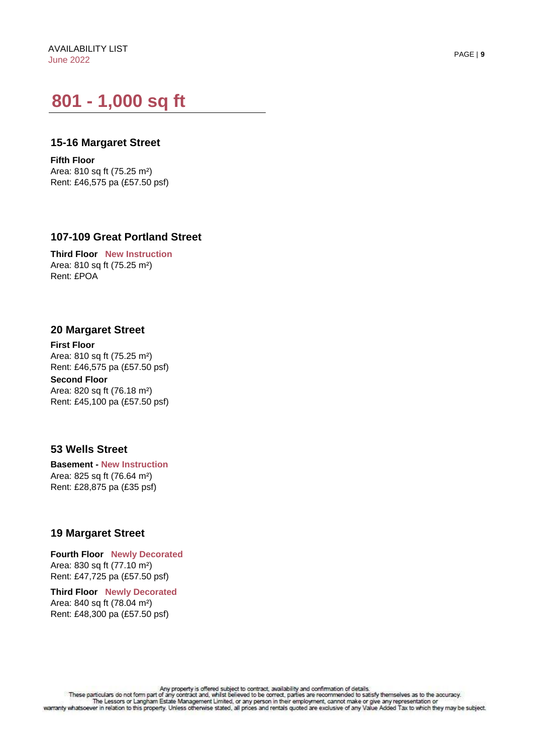AVAILABILITY LIST
June 2022

# 801 - 1,000 sq ft

## 15-16 Margaret Street

**Fifth Floor**
Area: 810 sq ft (75.25 m²)
Rent: £46,575 pa (£57.50 psf)

## 107-109 Great Portland Street

**Third Floor** **New Instruction**
Area: 810 sq ft (75.25 m²)
Rent: £POA

## 20 Margaret Street

**First Floor**
Area: 810 sq ft (75.25 m²)
Rent: £46,575 pa (£57.50 psf)

**Second Floor**
Area: 820 sq ft (76.18 m²)
Rent: £45,100 pa (£57.50 psf)

## 53 Wells Street

**Basement - New Instruction**
Area: 825 sq ft (76.64 m²)
Rent: £28,875 pa (£35 psf)

## 19 Margaret Street

**Fourth Floor** **Newly Decorated**
Area: 830 sq ft (77.10 m²)
Rent: £47,725 pa (£57.50 psf)

**Third Floor** **Newly Decorated**
Area: 840 sq ft (78.04 m²)
Rent: £48,300 pa (£57.50 psf)

Any property is offered subject to contract, availability and confirmation of details.
These particulars do not form part of any contract and, whilst believed to be correct, parties are recommended to satisfy themselves as to the accuracy.
The Lessors or Langham Estate Management Limited, or any person in their employment, cannot make or give any representation or
warranty whatsoever in relation to this property. Unless otherwise stated, all prices and rentals quoted are exclusive of any Value Added Tax to which they may be subject.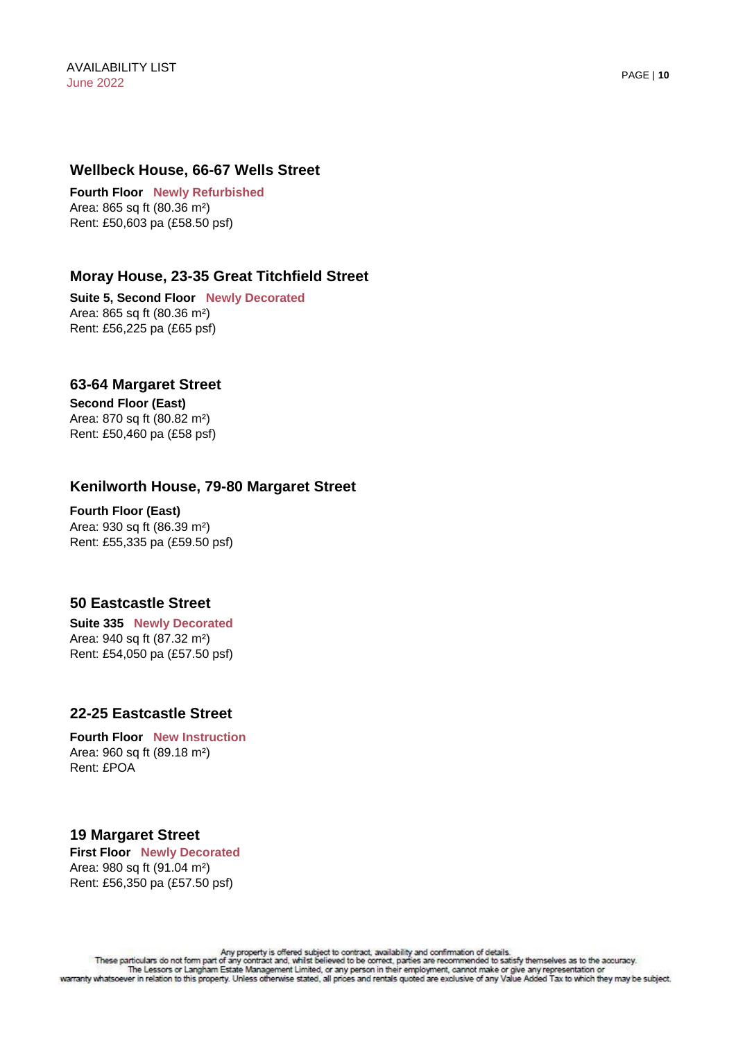## Wellbeck House, 66-67 Wells Street

**Fourth Floor** **Newly Refurbished**
Area: 865 sq ft (80.36 m²)
Rent: £50,603 pa (£58.50 psf)

## Moray House, 23-35 Great Titchfield Street

**Suite 5, Second Floor** **Newly Decorated**
Area: 865 sq ft (80.36 m²)
Rent: £56,225 pa (£65 psf)

## 63-64 Margaret Street

**Second Floor (East)**
Area: 870 sq ft (80.82 m²)
Rent: £50,460 pa (£58 psf)

## Kenilworth House, 79-80 Margaret Street

**Fourth Floor (East)**
Area: 930 sq ft (86.39 m²)
Rent: £55,335 pa (£59.50 psf)

## 50 Eastcastle Street

**Suite 335** **Newly Decorated**
Area: 940 sq ft (87.32 m²)
Rent: £54,050 pa (£57.50 psf)

## 22-25 Eastcastle Street

**Fourth Floor** **New Instruction**
Area: 960 sq ft (89.18 m²)
Rent: £POA

## 19 Margaret Street

**First Floor** **Newly Decorated**
Area: 980 sq ft (91.04 m²)
Rent: £56,350 pa (£57.50 psf)

Any property is offered subject to contract, availability and confirmation of details.
These particulars do not form part of any contract and, whilst believed to be correct, parties are recommended to satisfy themselves as to the accuracy.
The Lessors or Langham Estate Management Limited, or any person in their employment, cannot make or give any representation or warranty whatsoever in relation to this property. Unless otherwise stated, all prices and rentals quoted are exclusive of any Value Added Tax to which they may be subject.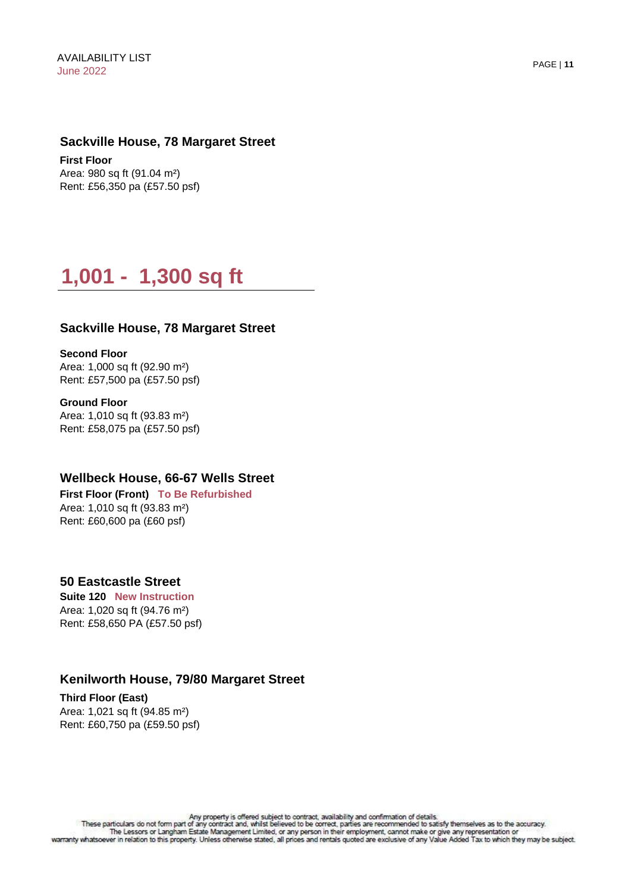### Sackville House, 78 Margaret Street

**First Floor**
Area: 980 sq ft (91.04 m²)
Rent: £56,350 pa (£57.50 psf)

## 1,001 - 1,300 sq ft

### Sackville House, 78 Margaret Street

**Second Floor**
Area: 1,000 sq ft (92.90 m²)
Rent: £57,500 pa (£57.50 psf)

**Ground Floor**
Area: 1,010 sq ft (93.83 m²)
Rent: £58,075 pa (£57.50 psf)

### Wellbeck House, 66-67 Wells Street

**First Floor (Front)** **To Be Refurbished**
Area: 1,010 sq ft (93.83 m²)
Rent: £60,600 pa (£60 psf)

### 50 Eastcastle Street

**Suite 120** **New Instruction**
Area: 1,020 sq ft (94.76 m²)
Rent: £58,650 PA (£57.50 psf)

### Kenilworth House, 79/80 Margaret Street

**Third Floor (East)**
Area: 1,021 sq ft (94.85 m²)
Rent: £60,750 pa (£59.50 psf)

Any property is offered subject to contract, availability and confirmation of details.
These particulars do not form part of any contract and, whilst believed to be correct, parties are recommended to satisfy themselves as to the accuracy.
The Lessors or Langham Estate Management Limited, or any person in their employment, cannot make or give any representation or
warranty whatsoever in relation to this property. Unless otherwise stated, all prices and rentals quoted are exclusive of any Value Added Tax to which they may be subject.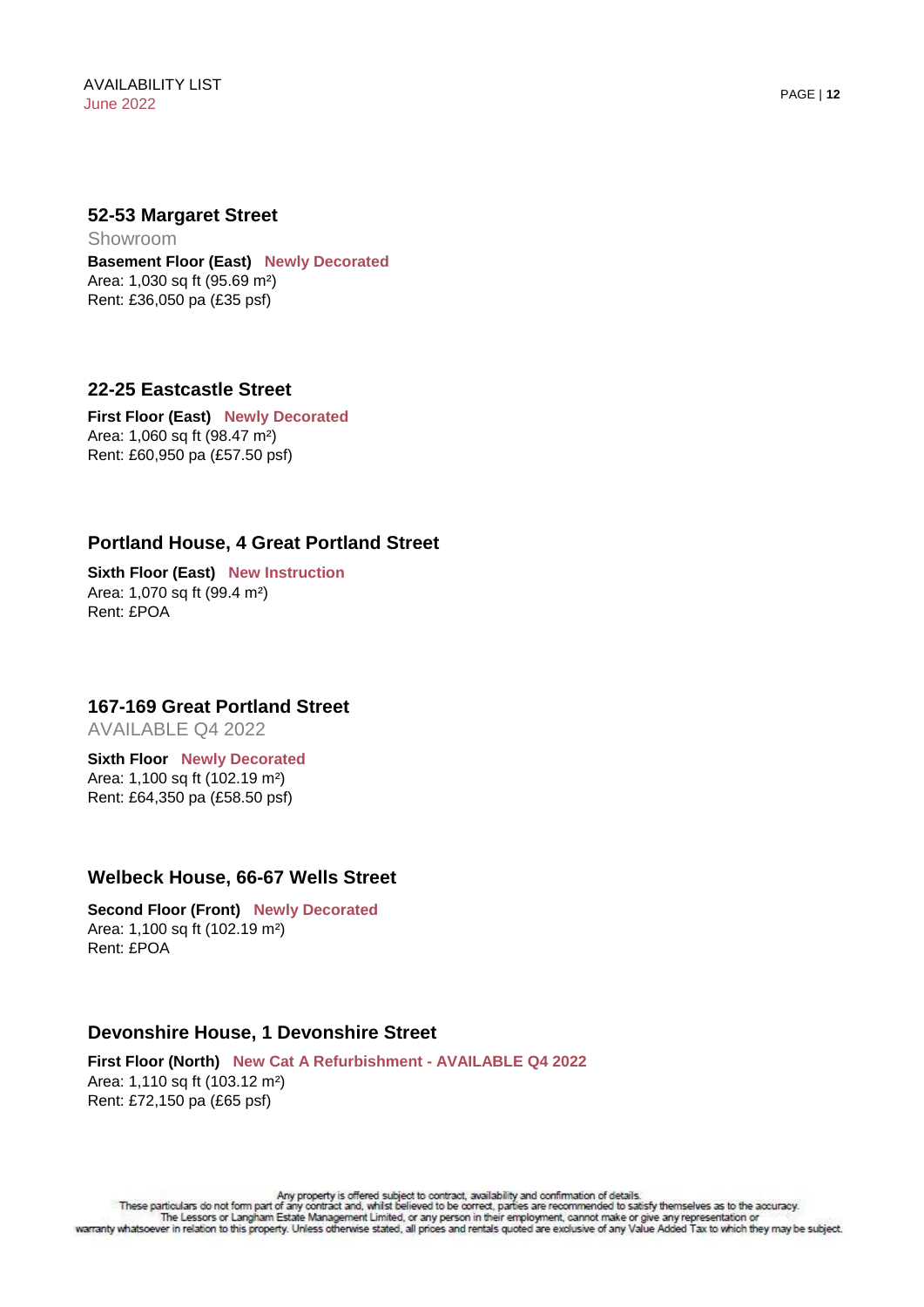## 52-53 Margaret Street

Showroom

**Basement Floor (East)** **Newly Decorated**
Area: 1,030 sq ft (95.69 m²)
Rent: £36,050 pa (£35 psf)

## 22-25 Eastcastle Street

**First Floor (East)** **Newly Decorated**
Area: 1,060 sq ft (98.47 m²)
Rent: £60,950 pa (£57.50 psf)

## Portland House, 4 Great Portland Street

**Sixth Floor (East)** **New Instruction**
Area: 1,070 sq ft (99.4 m²)
Rent: £POA

## 167-169 Great Portland Street

AVAILABLE Q4 2022

**Sixth Floor** **Newly Decorated**
Area: 1,100 sq ft (102.19 m²)
Rent: £64,350 pa (£58.50 psf)

## Welbeck House, 66-67 Wells Street

**Second Floor (Front)** **Newly Decorated**
Area: 1,100 sq ft (102.19 m²)
Rent: £POA

## Devonshire House, 1 Devonshire Street

**First Floor (North)** **New Cat A Refurbishment - AVAILABLE Q4 2022**
Area: 1,110 sq ft (103.12 m²)
Rent: £72,150 pa (£65 psf)

Any property is offered subject to contract, availability and confirmation of details.
These particulars do not form part of any contract and, whilst believed to be correct, parties are recommended to satisfy themselves as to the accuracy.
The Lessors or Langham Estate Management Limited, or any person in their employment, cannot make or give any representation or warranty whatsoever in relation to this property. Unless otherwise stated, all prices and rentals quoted are exclusive of any Value Added Tax to which they may be subject.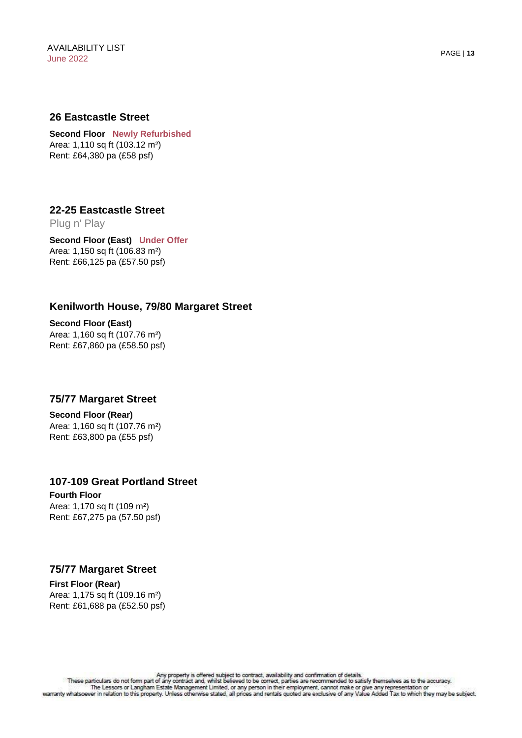## 26 Eastcastle Street

**Second Floor** **Newly Refurbished**
Area: 1,110 sq ft (103.12 m²)
Rent: £64,380 pa (£58 psf)

## 22-25 Eastcastle Street

Plug n' Play

**Second Floor (East)** **Under Offer**
Area: 1,150 sq ft (106.83 m²)
Rent: £66,125 pa (£57.50 psf)

## Kenilworth House, 79/80 Margaret Street

**Second Floor (East)**
Area: 1,160 sq ft (107.76 m²)
Rent: £67,860 pa (£58.50 psf)

## 75/77 Margaret Street

**Second Floor (Rear)**
Area: 1,160 sq ft (107.76 m²)
Rent: £63,800 pa (£55 psf)

## 107-109 Great Portland Street

**Fourth Floor**
Area: 1,170 sq ft (109 m²)
Rent: £67,275 pa (57.50 psf)

## 75/77 Margaret Street

**First Floor (Rear)**
Area: 1,175 sq ft (109.16 m²)
Rent: £61,688 pa (£52.50 psf)

Any property is offered subject to contract, availability and confirmation of details.
These particulars do not form part of any contract and, whilst believed to be correct, parties are recommended to satisfy themselves as to the accuracy.
The Lessors or Langham Estate Management Limited, or any person in their employment, cannot make or give any representation or
warranty whatsoever in relation to this property. Unless otherwise stated, all prices and rentals quoted are exclusive of any Value Added Tax to which they may be subject.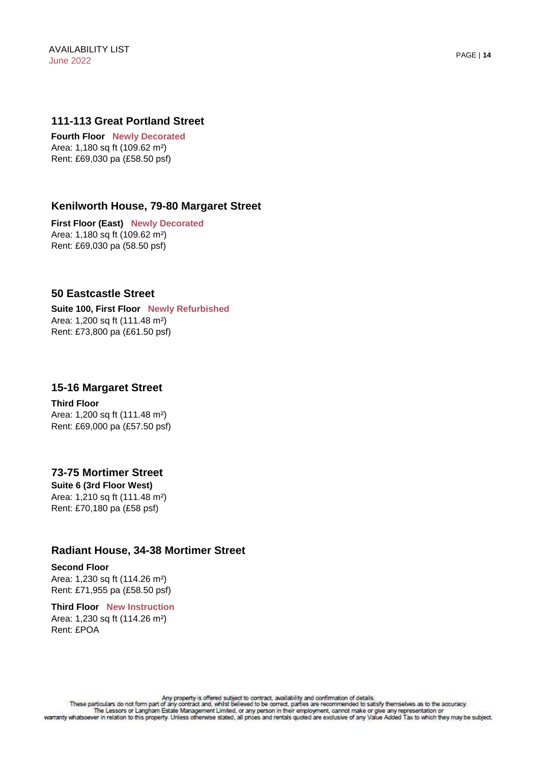## 111-113 Great Portland Street

**Fourth Floor** **Newly Decorated**
Area: 1,180 sq ft (109.62 m²)
Rent: £69,030 pa (£58.50 psf)

## Kenilworth House, 79-80 Margaret Street

**First Floor (East)** **Newly Decorated**
Area: 1,180 sq ft (109.62 m²)
Rent: £69,030 pa (58.50 psf)

## 50 Eastcastle Street

**Suite 100, First Floor** **Newly Refurbished**
Area: 1,200 sq ft (111.48 m²)
Rent: £73,800 pa (£61.50 psf)

## 15-16 Margaret Street

**Third Floor**
Area: 1,200 sq ft (111.48 m²)
Rent: £69,000 pa (£57.50 psf)

## 73-75 Mortimer Street

**Suite 6 (3rd Floor West)**
Area: 1,210 sq ft (111.48 m²)
Rent: £70,180 pa (£58 psf)

## Radiant House, 34-38 Mortimer Street

**Second Floor**
Area: 1,230 sq ft (114.26 m²)
Rent: £71,955 pa (£58.50 psf)

**Third Floor** **New Instruction**
Area: 1,230 sq ft (114.26 m²)
Rent: £POA

Any property is offered subject to contract, availability and confirmation of details.
These particulars do not form part of any contract and, whilst believed to be correct, parties are recommended to satisfy themselves as to the accuracy.
The Lessors or Langham Estate Management Limited, or any person in their employment, cannot make or give any representation or
warranty whatsoever in relation to this property. Unless otherwise stated, all prices and rentals quoted are exclusive of any Value Added Tax to which they may be subject.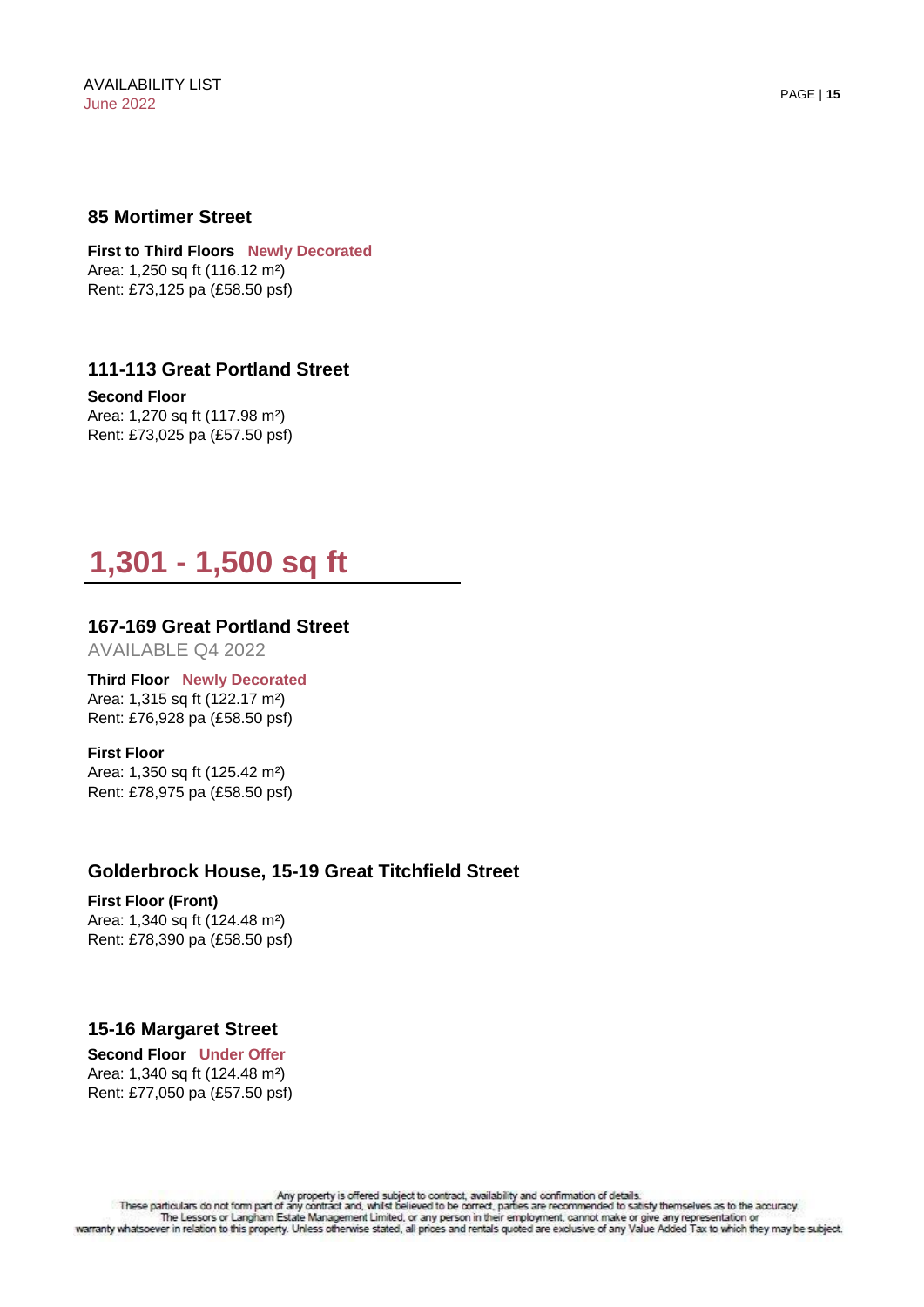### 85 Mortimer Street

**First to Third Floors** **Newly Decorated**
Area: 1,250 sq ft (116.12 m²)
Rent: £73,125 pa (£58.50 psf)

### 111-113 Great Portland Street

**Second Floor**
Area: 1,270 sq ft (117.98 m²)
Rent: £73,025 pa (£57.50 psf)

## 1,301 - 1,500 sq ft

### 167-169 Great Portland Street

AVAILABLE Q4 2022

**Third Floor** **Newly Decorated**
Area: 1,315 sq ft (122.17 m²)
Rent: £76,928 pa (£58.50 psf)

**First Floor**
Area: 1,350 sq ft (125.42 m²)
Rent: £78,975 pa (£58.50 psf)

### Golderbrock House, 15-19 Great Titchfield Street

**First Floor (Front)**
Area: 1,340 sq ft (124.48 m²)
Rent: £78,390 pa (£58.50 psf)

### 15-16 Margaret Street

**Second Floor** **Under Offer**
Area: 1,340 sq ft (124.48 m²)
Rent: £77,050 pa (£57.50 psf)

Any property is offered subject to contract, availability and confirmation of details.
These particulars do not form part of any contract and, whilst believed to be correct, parties are recommended to satisfy themselves as to the accuracy.
The Lessors or Langham Estate Management Limited, or any person in their employment, cannot make or give any representation or warranty whatsoever in relation to this property. Unless otherwise stated, all prices and rentals quoted are exclusive of any Value Added Tax to which they may be subject.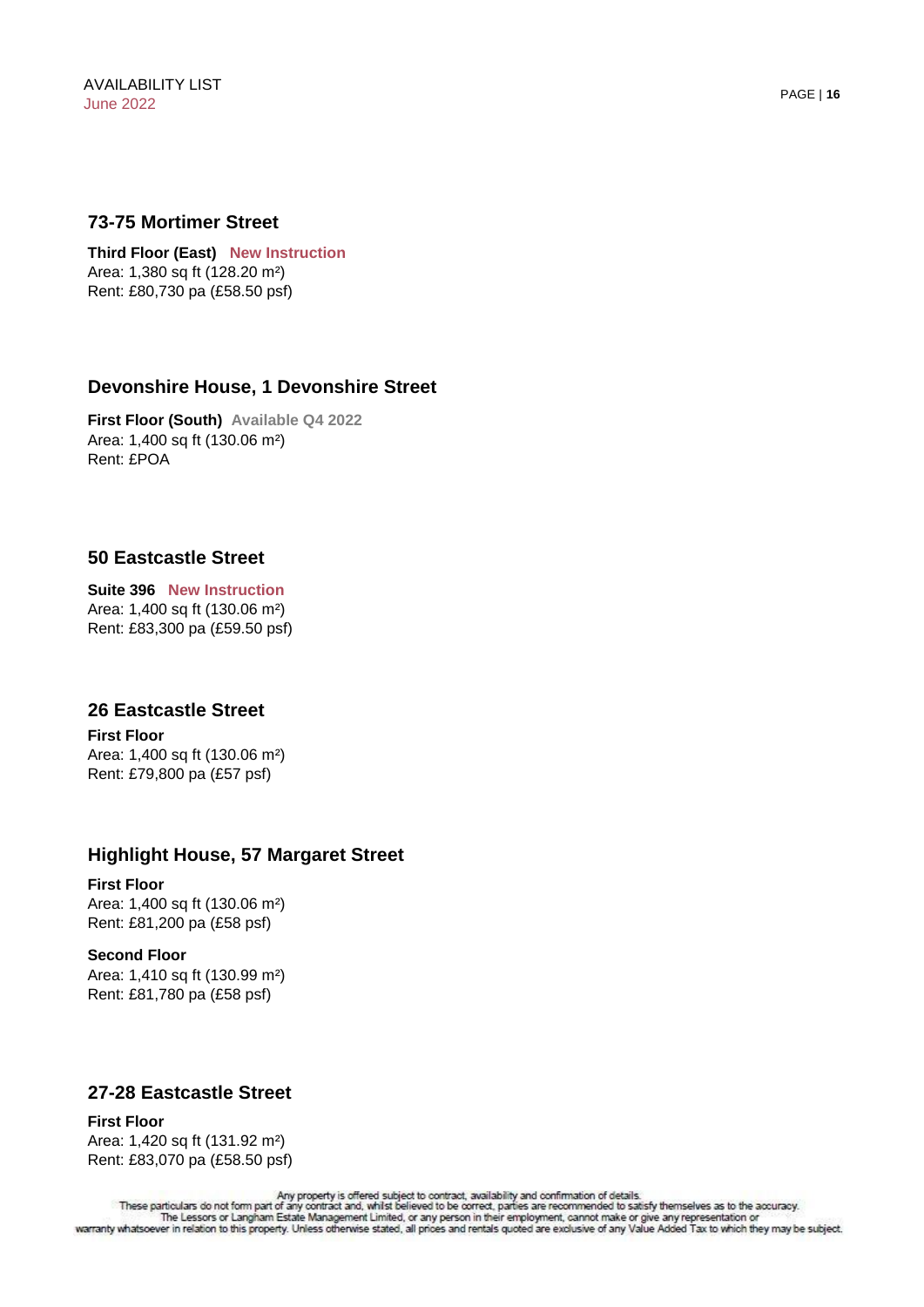## 73-75 Mortimer Street

**Third Floor (East)** **New Instruction**
Area: 1,380 sq ft (128.20 $m^2$)
Rent: £80,730 pa (£58.50 psf)

## Devonshire House, 1 Devonshire Street

**First Floor (South)** **Available Q4 2022**
Area: 1,400 sq ft (130.06 $m^2$)
Rent: £POA

## 50 Eastcastle Street

**Suite 396** **New Instruction**
Area: 1,400 sq ft (130.06 $m^2$)
Rent: £83,300 pa (£59.50 psf)

## 26 Eastcastle Street

**First Floor**
Area: 1,400 sq ft (130.06 $m^2$)
Rent: £79,800 pa (£57 psf)

## Highlight House, 57 Margaret Street

**First Floor**
Area: 1,400 sq ft (130.06 $m^2$)
Rent: £81,200 pa (£58 psf)

**Second Floor**
Area: 1,410 sq ft (130.99 $m^2$)
Rent: £81,780 pa (£58 psf)

## 27-28 Eastcastle Street

**First Floor**
Area: 1,420 sq ft (131.92 $m^2$)
Rent: £83,070 pa (£58.50 psf)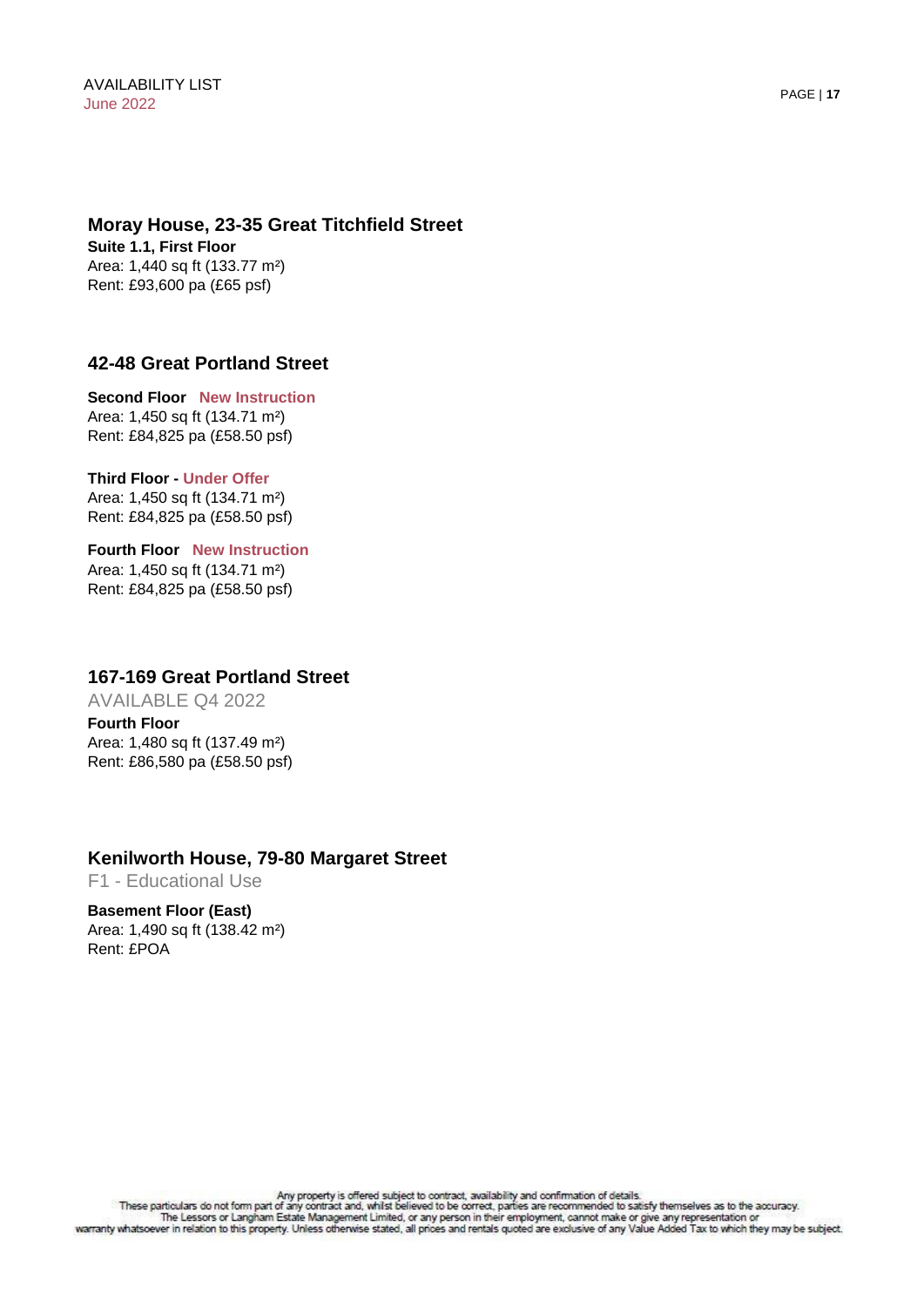## Moray House, 23-35 Great Titchfield Street

**Suite 1.1, First Floor**
Area: 1,440 sq ft (133.77 m²)
Rent: £93,600 pa (£65 psf)

## 42-48 Great Portland Street

**Second Floor** **New Instruction**
Area: 1,450 sq ft (134.71 m²)
Rent: £84,825 pa (£58.50 psf)

**Third Floor - Under Offer**
Area: 1,450 sq ft (134.71 m²)
Rent: £84,825 pa (£58.50 psf)

**Fourth Floor** **New Instruction**
Area: 1,450 sq ft (134.71 m²)
Rent: £84,825 pa (£58.50 psf)

## 167-169 Great Portland Street

AVAILABLE Q4 2022

**Fourth Floor**
Area: 1,480 sq ft (137.49 m²)
Rent: £86,580 pa (£58.50 psf)

## Kenilworth House, 79-80 Margaret Street

F1 - Educational Use

**Basement Floor (East)**
Area: 1,490 sq ft (138.42 m²)
Rent: £POA

Any property is offered subject to contract, availability and confirmation of details.
These particulars do not form part of any contract and, whilst believed to be correct, parties are recommended to satisfy themselves as to the accuracy.
The Lessors or Langham Estate Management Limited, or any person in their employment, cannot make or give any representation or
warranty whatsoever in relation to this property. Unless otherwise stated, all prices and rentals quoted are exclusive of any Value Added Tax to which they may be subject.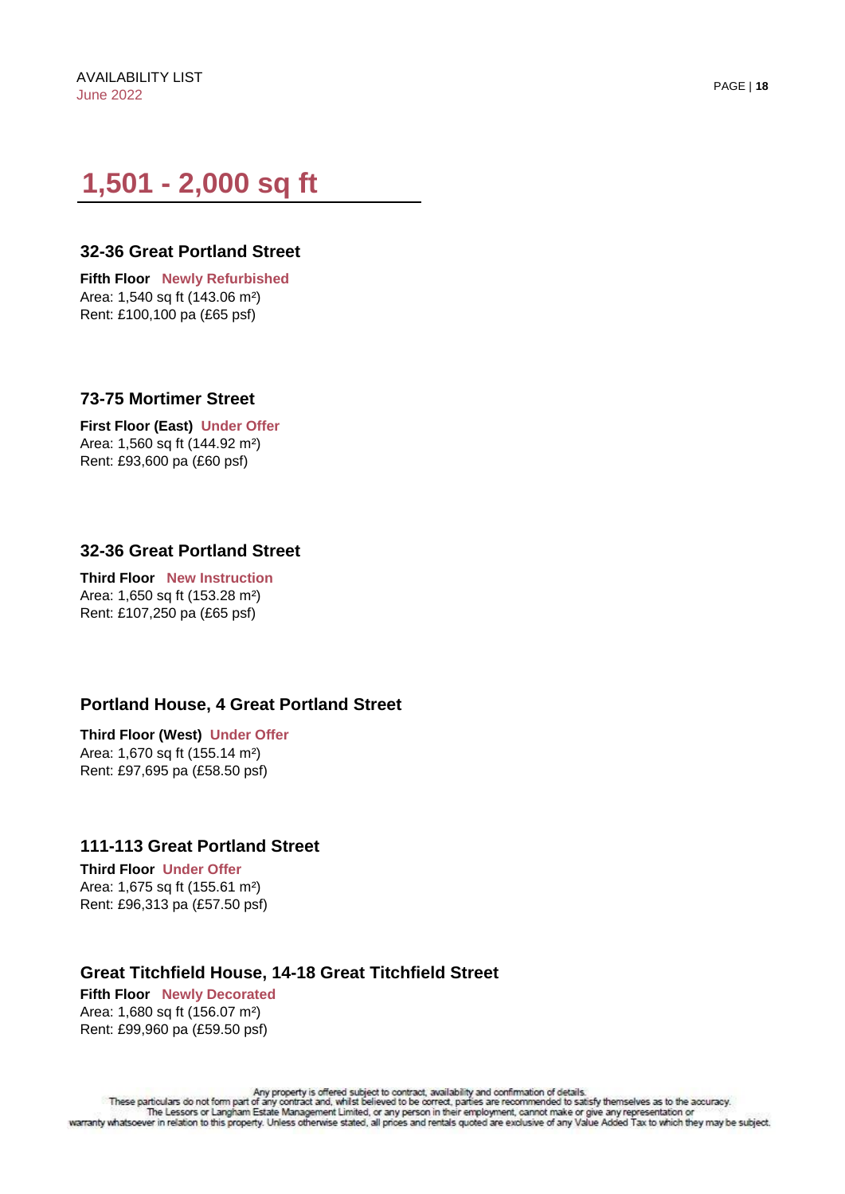# 1,501 - 2,000 sq ft

### 32-36 Great Portland Street

**Fifth Floor** **Newly Refurbished**
Area: 1,540 sq ft (143.06 m²)
Rent: £100,100 pa (£65 psf)

### 73-75 Mortimer Street

**First Floor (East)** **Under Offer**
Area: 1,560 sq ft (144.92 m²)
Rent: £93,600 pa (£60 psf)

### 32-36 Great Portland Street

**Third Floor** **New Instruction**
Area: 1,650 sq ft (153.28 m²)
Rent: £107,250 pa (£65 psf)

### Portland House, 4 Great Portland Street

**Third Floor (West)** **Under Offer**
Area: 1,670 sq ft (155.14 m²)
Rent: £97,695 pa (£58.50 psf)

### 111-113 Great Portland Street

**Third Floor** **Under Offer**
Area: 1,675 sq ft (155.61 m²)
Rent: £96,313 pa (£57.50 psf)

### Great Titchfield House, 14-18 Great Titchfield Street

**Fifth Floor** **Newly Decorated**
Area: 1,680 sq ft (156.07 m²)
Rent: £99,960 pa (£59.50 psf)

Any property is offered subject to contract, availability and confirmation of details.
These particulars do not form part of any contract and, whilst believed to be correct, parties are recommended to satisfy themselves as to the accuracy.
The Lessors or Langham Estate Management Limited, or any person in their employment, cannot make or give any representation or
warranty whatsoever in relation to this property. Unless otherwise stated, all prices and rentals quoted are exclusive of any Value Added Tax to which they may be subject.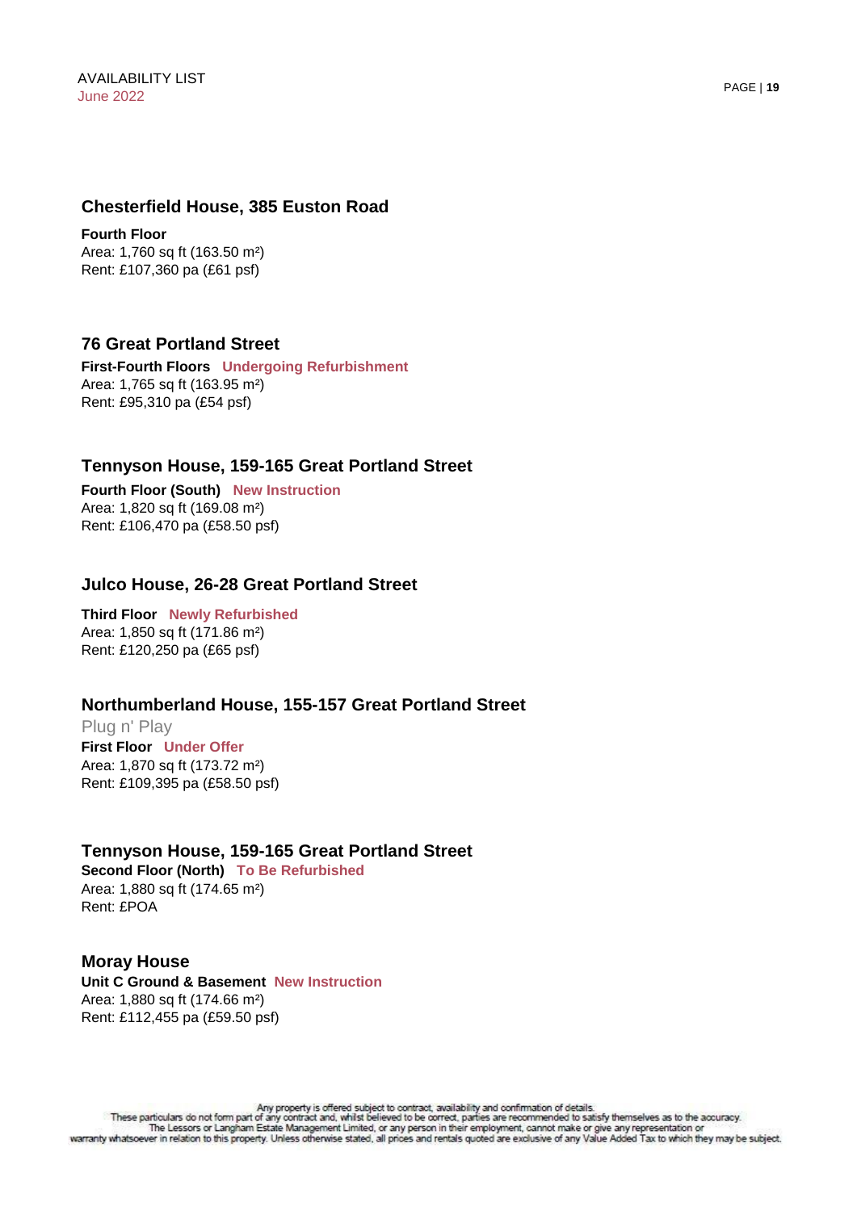## Chesterfield House, 385 Euston Road

**Fourth Floor**
Area: 1,760 sq ft (163.50 m²)
Rent: £107,360 pa (£61 psf)

## 76 Great Portland Street

**First-Fourth Floors** **Undergoing Refurbishment**
Area: 1,765 sq ft (163.95 m²)
Rent: £95,310 pa (£54 psf)

## Tennyson House, 159-165 Great Portland Street

**Fourth Floor (South)** **New Instruction**
Area: 1,820 sq ft (169.08 m²)
Rent: £106,470 pa (£58.50 psf)

## Julco House, 26-28 Great Portland Street

**Third Floor** **Newly Refurbished**
Area: 1,850 sq ft (171.86 m²)
Rent: £120,250 pa (£65 psf)

## Northumberland House, 155-157 Great Portland Street

Plug n' Play
**First Floor** **Under Offer**
Area: 1,870 sq ft (173.72 m²)
Rent: £109,395 pa (£58.50 psf)

## Tennyson House, 159-165 Great Portland Street

**Second Floor (North)** **To Be Refurbished**
Area: 1,880 sq ft (174.65 m²)
Rent: £POA

## Moray House

**Unit C Ground & Basement** **New Instruction**
Area: 1,880 sq ft (174.66 m²)
Rent: £112,455 pa (£59.50 psf)

Any property is offered subject to contract, availability and confirmation of details.
These particulars do not form part of any contract and, whilst believed to be correct, parties are recommended to satisfy themselves as to the accuracy.
The Lessors or Langham Estate Management Limited, or any person in their employment, cannot make or give any representation or
warranty whatsoever in relation to this property. Unless otherwise stated, all prices and rentals quoted are exclusive of any Value Added Tax to which they may be subject.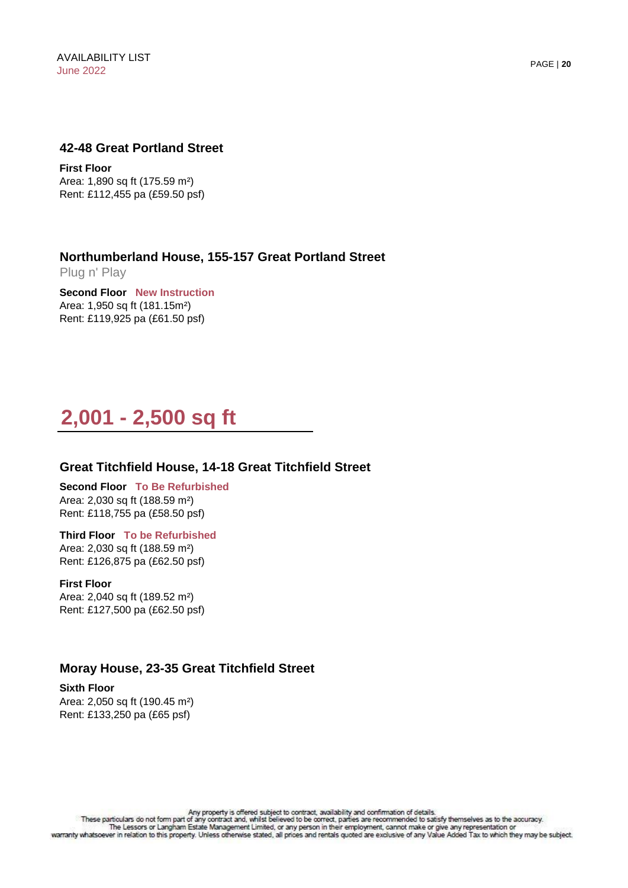### 42-48 Great Portland Street

**First Floor**
Area: 1,890 sq ft (175.59 m²)
Rent: £112,455 pa (£59.50 psf)

### Northumberland House, 155-157 Great Portland Street

Plug n' Play

**Second Floor** **New Instruction**
Area: 1,950 sq ft (181.15m²)
Rent: £119,925 pa (£61.50 psf)

## 2,001 - 2,500 sq ft

### Great Titchfield House, 14-18 Great Titchfield Street

**Second Floor** **To Be Refurbished**
Area: 2,030 sq ft (188.59 m²)
Rent: £118,755 pa (£58.50 psf)

**Third Floor** **To be Refurbished**
Area: 2,030 sq ft (188.59 m²)
Rent: £126,875 pa (£62.50 psf)

**First Floor**
Area: 2,040 sq ft (189.52 m²)
Rent: £127,500 pa (£62.50 psf)

### Moray House, 23-35 Great Titchfield Street

**Sixth Floor**
Area: 2,050 sq ft (190.45 m²)
Rent: £133,250 pa (£65 psf)

Any property is offered subject to contract, availability and confirmation of details.
These particulars do not form part of any contract and, whilst believed to be correct, parties are recommended to satisfy themselves as to the accuracy.
The Lessors or Langham Estate Management Limited, or any person in their employment, cannot make or give any representation or
warranty whatsoever in relation to this property. Unless otherwise stated, all prices and rentals quoted are exclusive of any Value Added Tax to which they may be subject.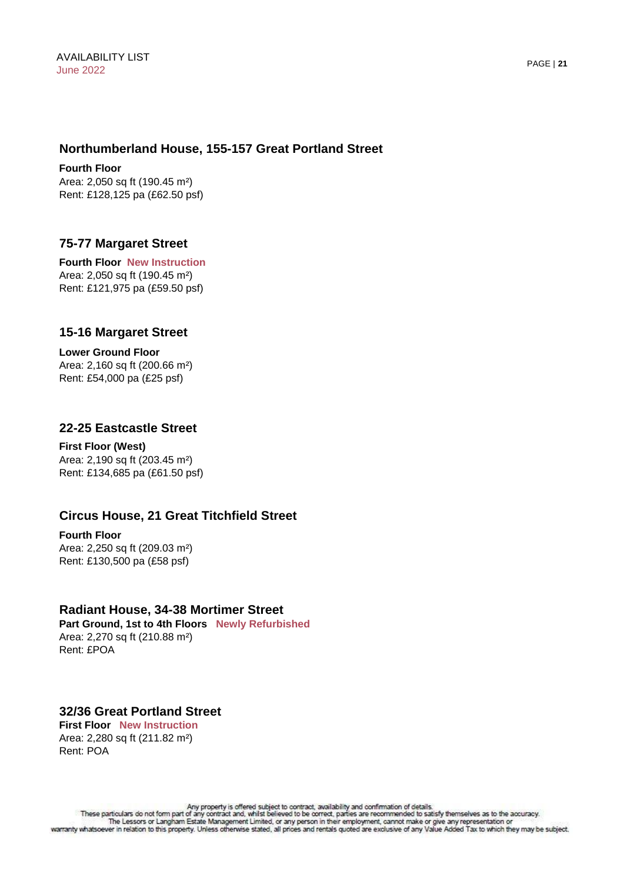## Northumberland House, 155-157 Great Portland Street

**Fourth Floor**
Area: 2,050 sq ft (190.45 m²)
Rent: £128,125 pa (£62.50 psf)

## 75-77 Margaret Street

**Fourth Floor** **New Instruction**
Area: 2,050 sq ft (190.45 m²)
Rent: £121,975 pa (£59.50 psf)

## 15-16 Margaret Street

**Lower Ground Floor**
Area: 2,160 sq ft (200.66 m²)
Rent: £54,000 pa (£25 psf)

## 22-25 Eastcastle Street

**First Floor (West)**
Area: 2,190 sq ft (203.45 m²)
Rent: £134,685 pa (£61.50 psf)

## Circus House, 21 Great Titchfield Street

**Fourth Floor**
Area: 2,250 sq ft (209.03 m²)
Rent: £130,500 pa (£58 psf)

## Radiant House, 34-38 Mortimer Street

**Part Ground, 1st to 4th Floors** **Newly Refurbished**
Area: 2,270 sq ft (210.88 m²)
Rent: £POA

## 32/36 Great Portland Street

**First Floor** **New Instruction**
Area: 2,280 sq ft (211.82 m²)
Rent: POA

Any property is offered subject to contract, availability and confirmation of details.
These particulars do not form part of any contract and, whilst believed to be correct, parties are recommended to satisfy themselves as to the accuracy.
The Lessors or Langham Estate Management Limited, or any person in their employment, cannot make or give any representation or warranty whatsoever in relation to this property. Unless otherwise stated, all prices and rentals quoted are exclusive of any Value Added Tax to which they may be subject.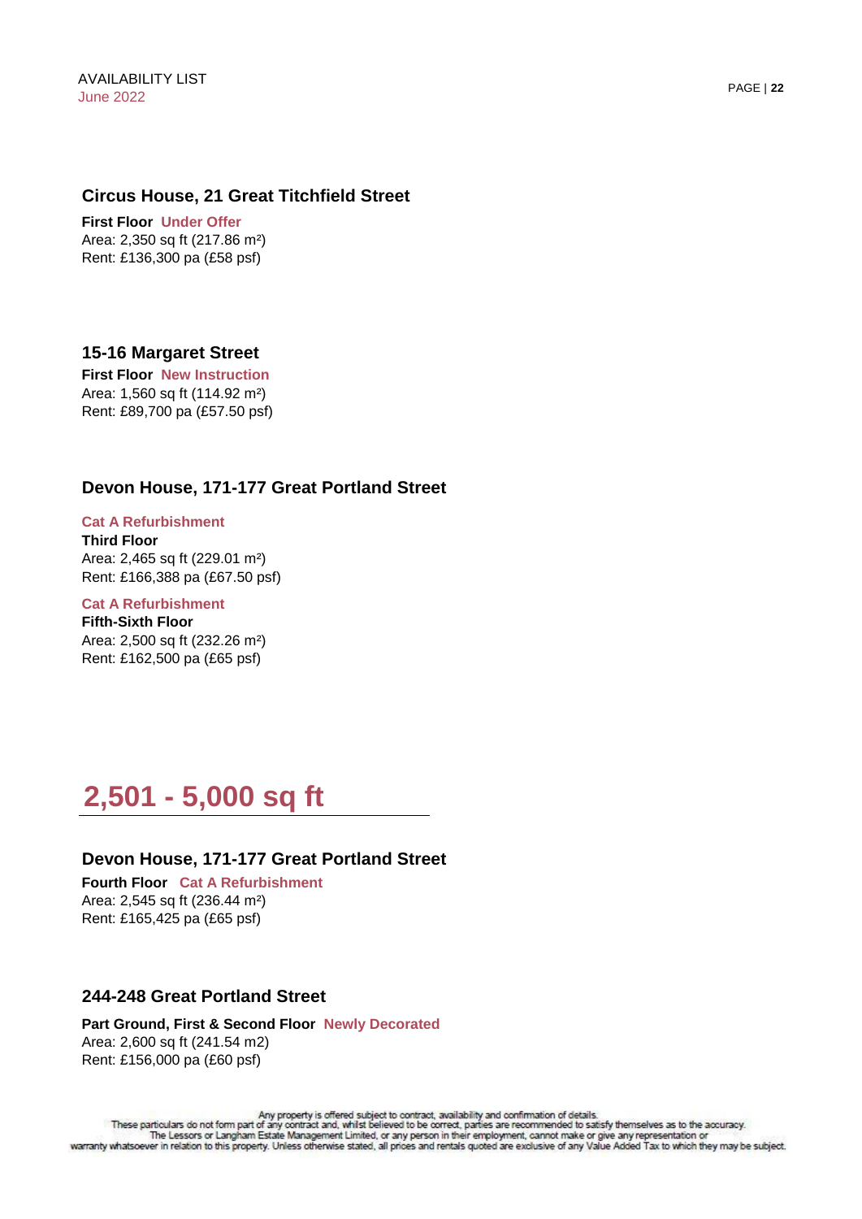### Circus House, 21 Great Titchfield Street

**First Floor** **Under Offer**
Area: 2,350 sq ft (217.86 m²)
Rent: £136,300 pa (£58 psf)

### 15-16 Margaret Street

**First Floor** **New Instruction**
Area: 1,560 sq ft (114.92 m²)
Rent: £89,700 pa (£57.50 psf)

### Devon House, 171-177 Great Portland Street

**Cat A Refurbishment**
**Third Floor**
Area: 2,465 sq ft (229.01 m²)
Rent: £166,388 pa (£67.50 psf)

**Cat A Refurbishment**
**Fifth-Sixth Floor**
Area: 2,500 sq ft (232.26 m²)
Rent: £162,500 pa (£65 psf)

## 2,501 - 5,000 sq ft

### Devon House, 171-177 Great Portland Street

**Fourth Floor** **Cat A Refurbishment**
Area: 2,545 sq ft (236.44 m²)
Rent: £165,425 pa (£65 psf)

### 244-248 Great Portland Street

**Part Ground, First & Second Floor** **Newly Decorated**
Area: 2,600 sq ft (241.54 m2)
Rent: £156,000 pa (£60 psf)

Any property is offered subject to contract, availability and confirmation of details.
These particulars do not form part of any contract and, whilst believed to be correct, parties are recommended to satisfy themselves as to the accuracy.
The Lessors or Langham Estate Management Limited, or any person in their employment, cannot make or give any representation or
warranty whatsoever in relation to this property. Unless otherwise stated, all prices and rentals quoted are exclusive of any Value Added Tax to which they may be subject.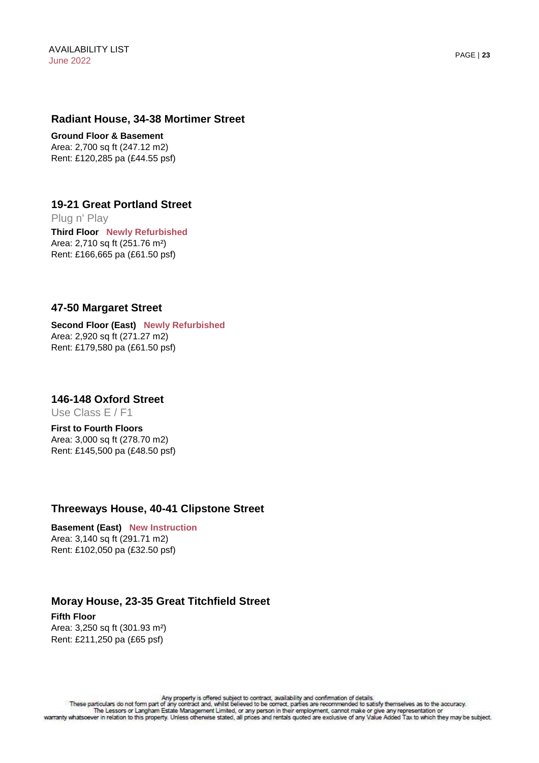## Radiant House, 34-38 Mortimer Street

**Ground Floor & Basement**
Area: 2,700 sq ft (247.12 m2)
Rent: £120,285 pa (£44.55 psf)

## 19-21 Great Portland Street

Plug n' Play

**Third Floor** **Newly Refurbished**
Area: 2,710 sq ft (251.76 m²)
Rent: £166,665 pa (£61.50 psf)

## 47-50 Margaret Street

**Second Floor (East)** **Newly Refurbished**
Area: 2,920 sq ft (271.27 m2)
Rent: £179,580 pa (£61.50 psf)

## 146-148 Oxford Street

Use Class E / F1

**First to Fourth Floors**
Area: 3,000 sq ft (278.70 m2)
Rent: £145,500 pa (£48.50 psf)

## Threeways House, 40-41 Clipstone Street

**Basement (East)** **New Instruction**
Area: 3,140 sq ft (291.71 m2)
Rent: £102,050 pa (£32.50 psf)

## Moray House, 23-35 Great Titchfield Street

**Fifth Floor**
Area: 3,250 sq ft (301.93 m²)
Rent: £211,250 pa (£65 psf)

Any property is offered subject to contract, availability and confirmation of details.
These particulars do not form part of any contract and, whilst believed to be correct, parties are recommended to satisfy themselves as to the accuracy.
The Lessors or Langham Estate Management Limited, or any person in their employment, cannot make or give any representation or
warranty whatsoever in relation to this property. Unless otherwise stated, all prices and rentals quoted are exclusive of any Value Added Tax to which they may be subject.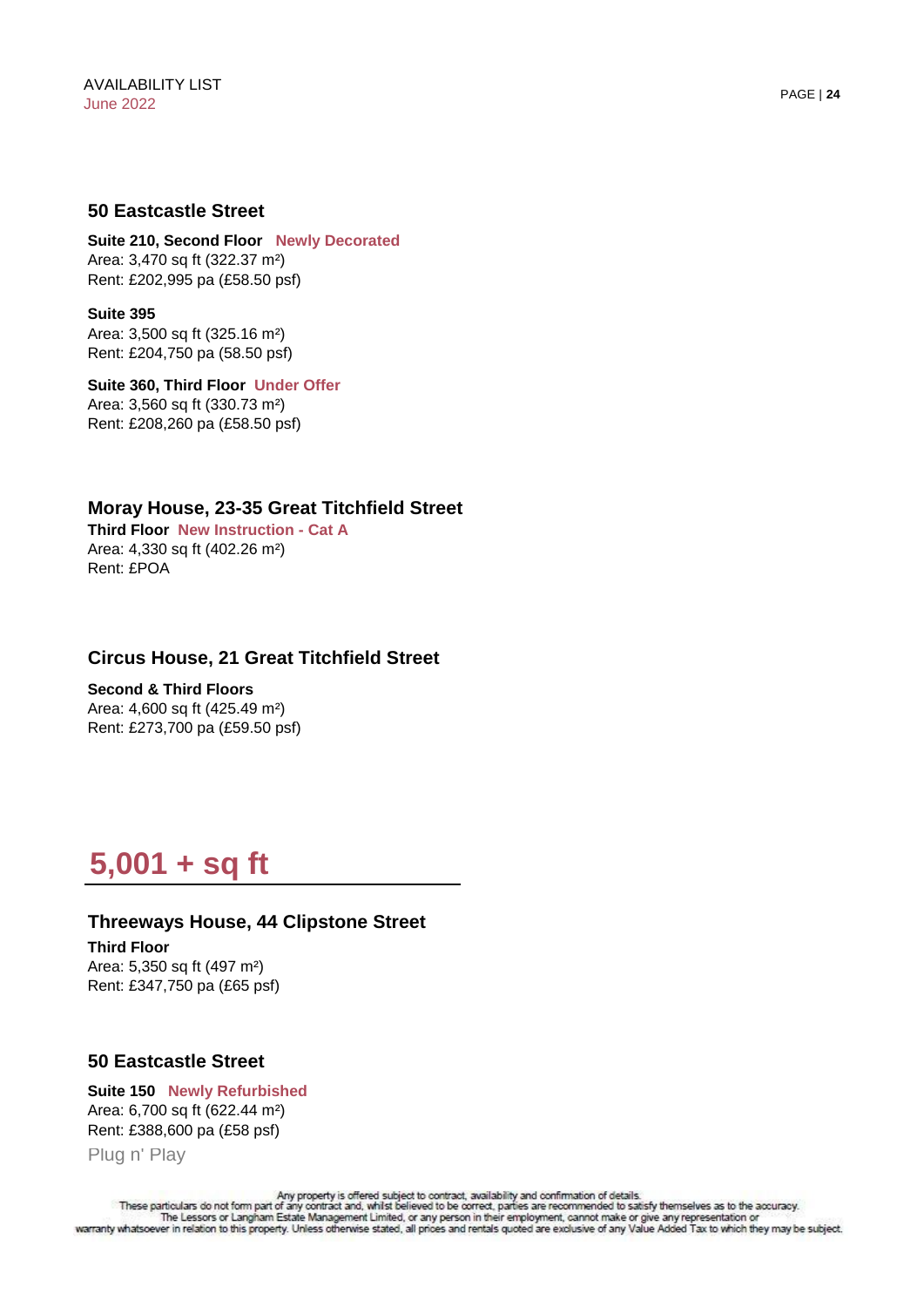### 50 Eastcastle Street

**Suite 210, Second Floor** **Newly Decorated**
Area: 3,470 sq ft (322.37 m²)
Rent: £202,995 pa (£58.50 psf)

**Suite 395**
Area: 3,500 sq ft (325.16 m²)
Rent: £204,750 pa (58.50 psf)

**Suite 360, Third Floor** **Under Offer**
Area: 3,560 sq ft (330.73 m²)
Rent: £208,260 pa (£58.50 psf)

### Moray House, 23-35 Great Titchfield Street

**Third Floor** **New Instruction - Cat A**
Area: 4,330 sq ft (402.26 m²)
Rent: £POA

### Circus House, 21 Great Titchfield Street

**Second & Third Floors**
Area: 4,600 sq ft (425.49 m²)
Rent: £273,700 pa (£59.50 psf)

## 5,001 + sq ft

### Threeways House, 44 Clipstone Street

**Third Floor**
Area: 5,350 sq ft (497 m²)
Rent: £347,750 pa (£65 psf)

### 50 Eastcastle Street

**Suite 150** **Newly Refurbished**
Area: 6,700 sq ft (622.44 m²)
Rent: £388,600 pa (£58 psf)
Plug n' Play

Any property is offered subject to contract, availability and confirmation of details.
These particulars do not form part of any contract and, whilst believed to be correct, parties are recommended to satisfy themselves as to the accuracy.
The Lessors or Langham Estate Management Limited, or any person in their employment, cannot make or give any representation or
warranty whatsoever in relation to this property. Unless otherwise stated, all prices and rentals quoted are exclusive of any Value Added Tax to which they may be subject.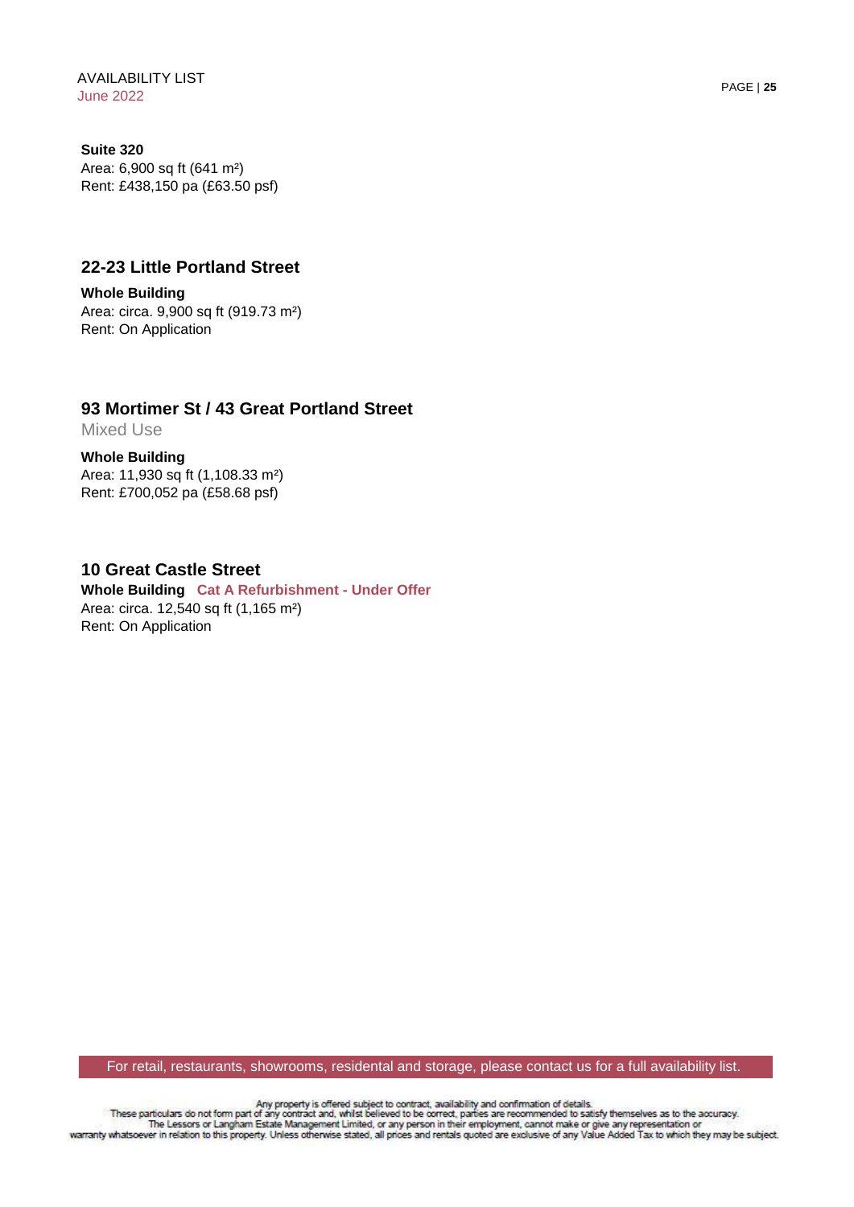**Suite 320**
Area: 6,900 sq ft (641 m²)
Rent: £438,150 pa (£63.50 psf)

## 22-23 Little Portland Street

**Whole Building**
Area: circa. 9,900 sq ft (919.73 m²)
Rent: On Application

## 93 Mortimer St / 43 Great Portland Street

Mixed Use

**Whole Building**
Area: 11,930 sq ft (1,108.33 m²)
Rent: £700,052 pa (£58.68 psf)

## 10 Great Castle Street

**Whole Building** **Cat A Refurbishment - Under Offer**
Area: circa. 12,540 sq ft (1,165 m²)
Rent: On Application

For retail, restaurants, showrooms, residental and storage, please contact us for a full availability list.

Any property is offered subject to contract, availability and confirmation of details.
These particulars do not form part of any contract and, whilst believed to be correct, parties are recommended to satisfy themselves as to the accuracy.
The Lessors or Langham Estate Management Limited, or any person in their employment, cannot make or give any representation or
warranty whatsoever in relation to this property. Unless otherwise stated, all prices and rentals quoted are exclusive of any Value Added Tax to which they may be subject.